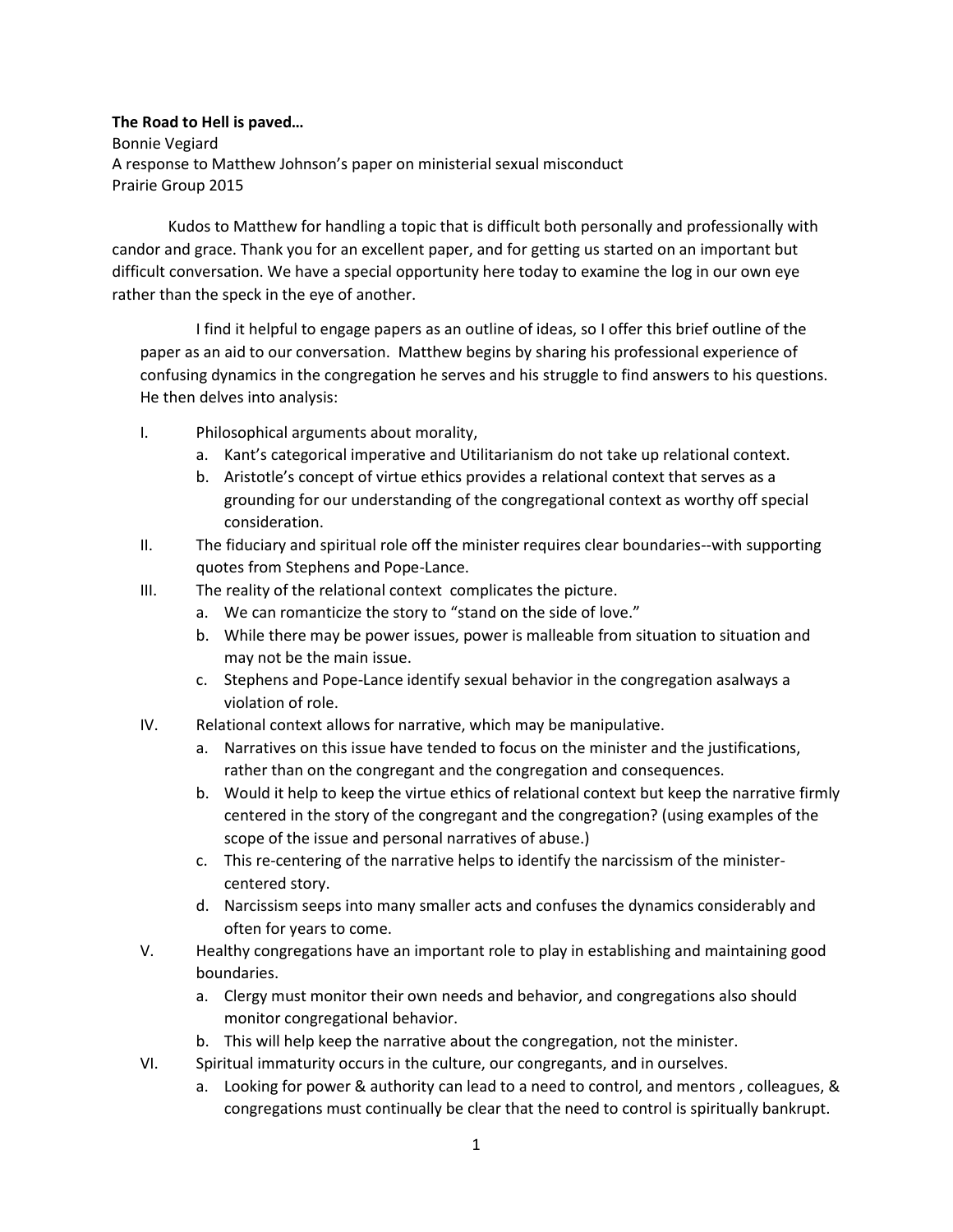**The Road to Hell is paved…**

Bonnie Vegiard

A response to Matthew Johnson's paper on ministerial sexual misconduct

Prairie Group 2015

Kudos to Matthew for handling a topic that is difficult both personally and professionally with candor and grace. Thank you for an excellent paper, and for getting us started on an important but difficult conversation. We have a special opportunity here today to examine the log in our own eye rather than the speck in the eye of another.

I find it helpful to engage papers as an outline of ideas, so I offer this brief outline of the paper as an aid to our conversation. Matthew begins by sharing his professional experience of confusing dynamics in the congregation he serves and his struggle to find answers to his questions. He then delves into analysis:

I. Philosophical arguments about morality,
   a. Kant's categorical imperative and Utilitarianism do not take up relational context.
   b. Aristotle's concept of virtue ethics provides a relational context that serves as a grounding for our understanding of the congregational context as worthy off special consideration.

II. The fiduciary and spiritual role off the minister requires clear boundaries--with supporting quotes from Stephens and Pope-Lance.

III. The reality of the relational context complicates the picture.
   a. We can romanticize the story to "stand on the side of love."
   b. While there may be power issues, power is malleable from situation to situation and may not be the main issue.
   c. Stephens and Pope-Lance identify sexual behavior in the congregation asalways a violation of role.

IV. Relational context allows for narrative, which may be manipulative.
   a. Narratives on this issue have tended to focus on the minister and the justifications, rather than on the congregant and the congregation and consequences.
   b. Would it help to keep the virtue ethics of relational context but keep the narrative firmly centered in the story of the congregant and the congregation? (using examples of the scope of the issue and personal narratives of abuse.)
   c. This re-centering of the narrative helps to identify the narcissism of the minister-centered story.
   d. Narcissism seeps into many smaller acts and confuses the dynamics considerably and often for years to come.

V. Healthy congregations have an important role to play in establishing and maintaining good boundaries.
   a. Clergy must monitor their own needs and behavior, and congregations also should monitor congregational behavior.
   b. This will help keep the narrative about the congregation, not the minister.

VI. Spiritual immaturity occurs in the culture, our congregants, and in ourselves.
   a. Looking for power & authority can lead to a need to control, and mentors , colleagues, & congregations must continually be clear that the need to control is spiritually bankrupt.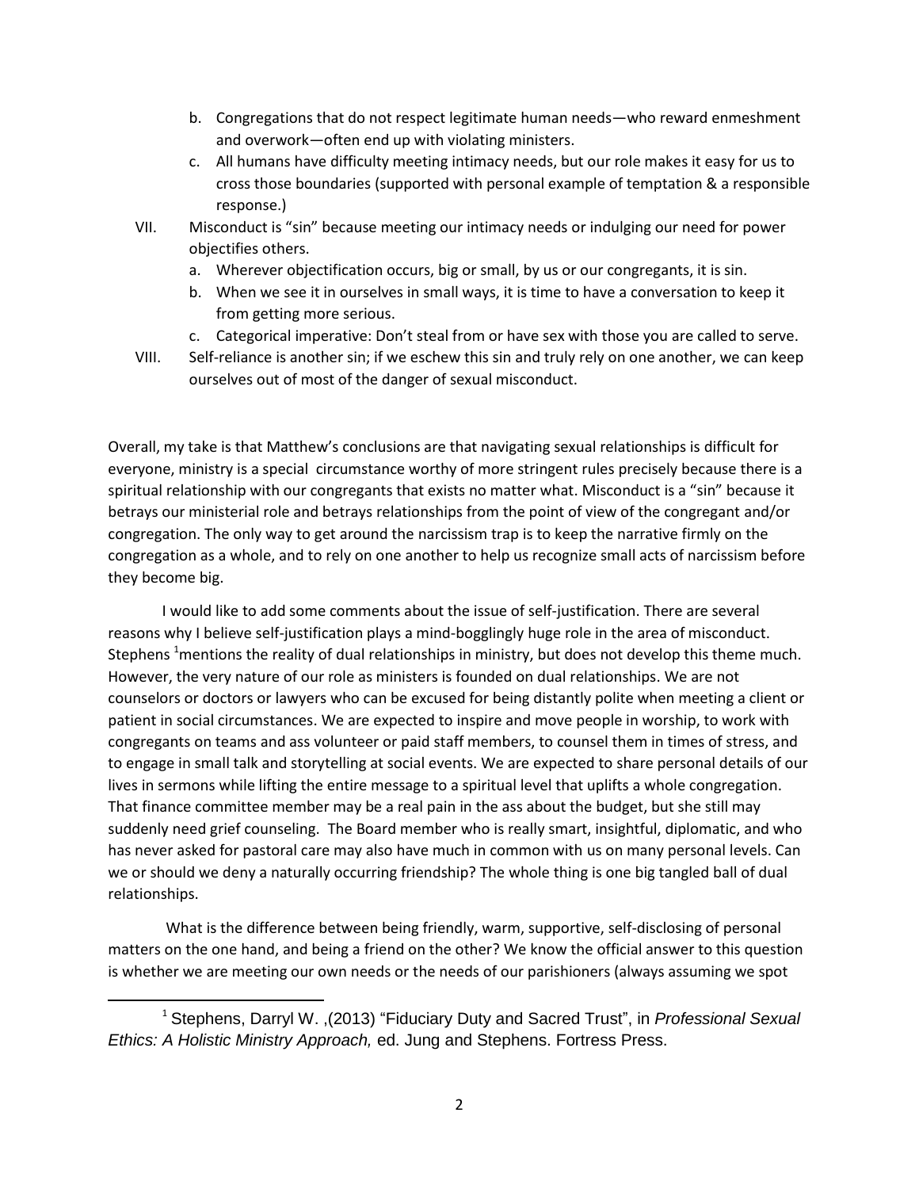b. Congregations that do not respect legitimate human needs—who reward enmeshment and overwork—often end up with violating ministers.
   c. All humans have difficulty meeting intimacy needs, but our role makes it easy for us to cross those boundaries (supported with personal example of temptation & a responsible response.)

VII. Misconduct is "sin" because meeting our intimacy needs or indulging our need for power objectifies others.
   a. Wherever objectification occurs, big or small, by us or our congregants, it is sin.
   b. When we see it in ourselves in small ways, it is time to have a conversation to keep it from getting more serious.
   c. Categorical imperative: Don't steal from or have sex with those you are called to serve.

VIII. Self-reliance is another sin; if we eschew this sin and truly rely on one another, we can keep ourselves out of most of the danger of sexual misconduct.

Overall, my take is that Matthew's conclusions are that navigating sexual relationships is difficult for everyone, ministry is a special circumstance worthy of more stringent rules precisely because there is a spiritual relationship with our congregants that exists no matter what. Misconduct is a "sin" because it betrays our ministerial role and betrays relationships from the point of view of the congregant and/or congregation. The only way to get around the narcissism trap is to keep the narrative firmly on the congregation as a whole, and to rely on one another to help us recognize small acts of narcissism before they become big.

I would like to add some comments about the issue of self-justification. There are several reasons why I believe self-justification plays a mind-bogglingly huge role in the area of misconduct. Stephens [1] mentions the reality of dual relationships in ministry, but does not develop this theme much. However, the very nature of our role as ministers is founded on dual relationships. We are not counselors or doctors or lawyers who can be excused for being distantly polite when meeting a client or patient in social circumstances. We are expected to inspire and move people in worship, to work with congregants on teams and ass volunteer or paid staff members, to counsel them in times of stress, and to engage in small talk and storytelling at social events. We are expected to share personal details of our lives in sermons while lifting the entire message to a spiritual level that uplifts a whole congregation. That finance committee member may be a real pain in the ass about the budget, but she still may suddenly need grief counseling. The Board member who is really smart, insightful, diplomatic, and who has never asked for pastoral care may also have much in common with us on many personal levels. Can we or should we deny a naturally occurring friendship? The whole thing is one big tangled ball of dual relationships.

What is the difference between being friendly, warm, supportive, self-disclosing of personal matters on the one hand, and being a friend on the other? We know the official answer to this question is whether we are meeting our own needs or the needs of our parishioners (always assuming we spot

[1] Stephens, Darryl W. ,(2013) "Fiduciary Duty and Sacred Trust", in *Professional Sexual Ethics: A Holistic Ministry Approach,* ed. Jung and Stephens. Fortress Press.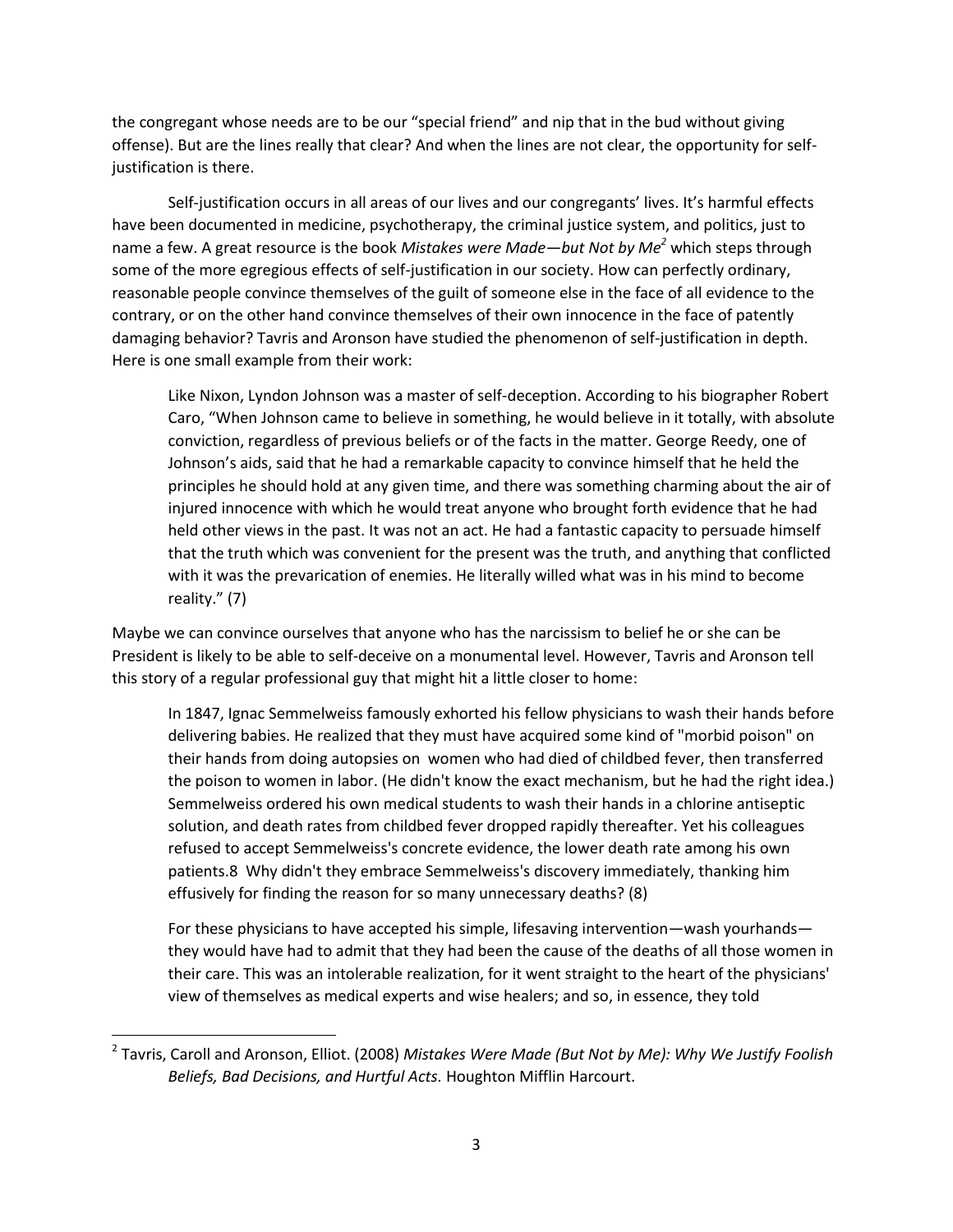the congregant whose needs are to be our "special friend" and nip that in the bud without giving offense). But are the lines really that clear? And when the lines are not clear, the opportunity for self-justification is there.

Self-justification occurs in all areas of our lives and our congregants' lives. It's harmful effects have been documented in medicine, psychotherapy, the criminal justice system, and politics, just to name a few. A great resource is the book *Mistakes were Made—but Not by Me*[2] which steps through some of the more egregious effects of self-justification in our society. How can perfectly ordinary, reasonable people convince themselves of the guilt of someone else in the face of all evidence to the contrary, or on the other hand convince themselves of their own innocence in the face of patently damaging behavior? Tavris and Aronson have studied the phenomenon of self-justification in depth. Here is one small example from their work:

> Like Nixon, Lyndon Johnson was a master of self-deception. According to his biographer Robert Caro, "When Johnson came to believe in something, he would believe in it totally, with absolute conviction, regardless of previous beliefs or of the facts in the matter. George Reedy, one of Johnson's aids, said that he had a remarkable capacity to convince himself that he held the principles he should hold at any given time, and there was something charming about the air of injured innocence with which he would treat anyone who brought forth evidence that he had held other views in the past. It was not an act. He had a fantastic capacity to persuade himself that the truth which was convenient for the present was the truth, and anything that conflicted with it was the prevarication of enemies. He literally willed what was in his mind to become reality." (7)

Maybe we can convince ourselves that anyone who has the narcissism to belief he or she can be President is likely to be able to self-deceive on a monumental level. However, Tavris and Aronson tell this story of a regular professional guy that might hit a little closer to home:

> In 1847, Ignac Semmelweiss famously exhorted his fellow physicians to wash their hands before delivering babies. He realized that they must have acquired some kind of "morbid poison" on their hands from doing autopsies on women who had died of childbed fever, then transferred the poison to women in labor. (He didn't know the exact mechanism, but he had the right idea.) Semmelweiss ordered his own medical students to wash their hands in a chlorine antiseptic solution, and death rates from childbed fever dropped rapidly thereafter. Yet his colleagues refused to accept Semmelweiss's concrete evidence, the lower death rate among his own patients.8 Why didn't they embrace Semmelweiss's discovery immediately, thanking him effusively for finding the reason for so many unnecessary deaths? (8)
>
> For these physicians to have accepted his simple, lifesaving intervention—wash yourhands—they would have had to admit that they had been the cause of the deaths of all those women in their care. This was an intolerable realization, for it went straight to the heart of the physicians' view of themselves as medical experts and wise healers; and so, in essence, they told

[2] Tavris, Caroll and Aronson, Elliot. (2008) *Mistakes Were Made (But Not by Me): Why We Justify Foolish Beliefs, Bad Decisions, and Hurtful Acts.* Houghton Mifflin Harcourt.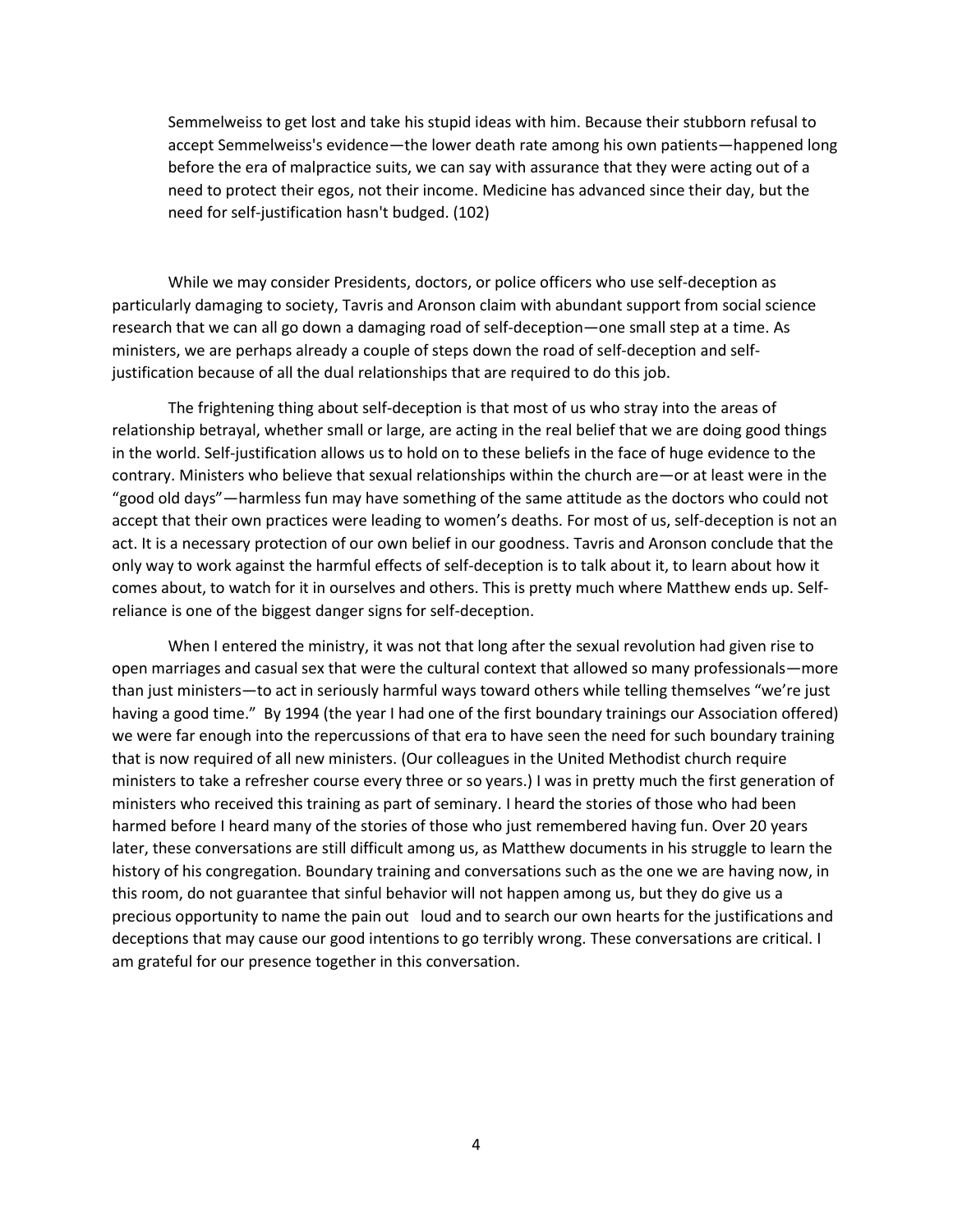> Semmelweiss to get lost and take his stupid ideas with him. Because their stubborn refusal to accept Semmelweiss's evidence—the lower death rate among his own patients—happened long before the era of malpractice suits, we can say with assurance that they were acting out of a need to protect their egos, not their income. Medicine has advanced since their day, but the need for self-justification hasn't budged. (102)

While we may consider Presidents, doctors, or police officers who use self-deception as particularly damaging to society, Tavris and Aronson claim with abundant support from social science research that we can all go down a damaging road of self-deception—one small step at a time. As ministers, we are perhaps already a couple of steps down the road of self-deception and self-justification because of all the dual relationships that are required to do this job.

The frightening thing about self-deception is that most of us who stray into the areas of relationship betrayal, whether small or large, are acting in the real belief that we are doing good things in the world. Self-justification allows us to hold on to these beliefs in the face of huge evidence to the contrary. Ministers who believe that sexual relationships within the church are—or at least were in the "good old days"—harmless fun may have something of the same attitude as the doctors who could not accept that their own practices were leading to women's deaths. For most of us, self-deception is not an act. It is a necessary protection of our own belief in our goodness. Tavris and Aronson conclude that the only way to work against the harmful effects of self-deception is to talk about it, to learn about how it comes about, to watch for it in ourselves and others. This is pretty much where Matthew ends up. Self-reliance is one of the biggest danger signs for self-deception.

When I entered the ministry, it was not that long after the sexual revolution had given rise to open marriages and casual sex that were the cultural context that allowed so many professionals—more than just ministers—to act in seriously harmful ways toward others while telling themselves "we're just having a good time." By 1994 (the year I had one of the first boundary trainings our Association offered) we were far enough into the repercussions of that era to have seen the need for such boundary training that is now required of all new ministers. (Our colleagues in the United Methodist church require ministers to take a refresher course every three or so years.) I was in pretty much the first generation of ministers who received this training as part of seminary. I heard the stories of those who had been harmed before I heard many of the stories of those who just remembered having fun. Over 20 years later, these conversations are still difficult among us, as Matthew documents in his struggle to learn the history of his congregation. Boundary training and conversations such as the one we are having now, in this room, do not guarantee that sinful behavior will not happen among us, but they do give us a precious opportunity to name the pain out loud and to search our own hearts for the justifications and deceptions that may cause our good intentions to go terribly wrong. These conversations are critical. I am grateful for our presence together in this conversation.